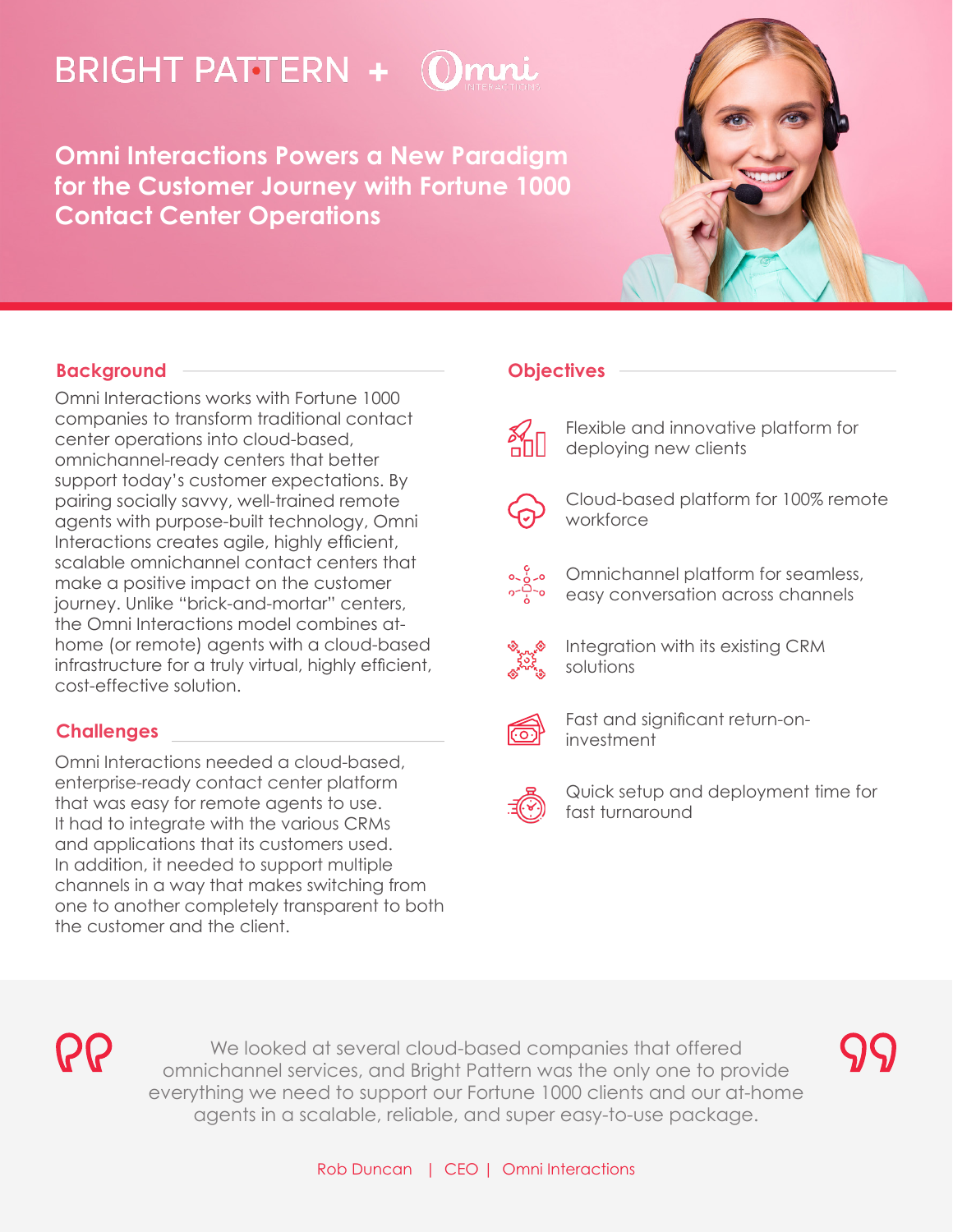BRIGHT PATTERN + Omni INTERACTIONS

# Omni Interactions Powers a New Paradigm for the Customer Journey with Fortune 1000 Contact Center Operations

## Background

Omni Interactions works with Fortune 1000 companies to transform traditional contact center operations into cloud-based, omnichannel-ready centers that better support today's customer expectations. By pairing socially savvy, well-trained remote agents with purpose-built technology, Omni Interactions creates agile, highly efficient, scalable omnichannel contact centers that make a positive impact on the customer journey. Unlike "brick-and-mortar" centers, the Omni Interactions model combines at-home (or remote) agents with a cloud-based infrastructure for a truly virtual, highly efficient, cost-effective solution.

## Challenges

Omni Interactions needed a cloud-based, enterprise-ready contact center platform that was easy for remote agents to use. It had to integrate with the various CRMs and applications that its customers used. In addition, it needed to support multiple channels in a way that makes switching from one to another completely transparent to both the customer and the client.

## Objectives

- Flexible and innovative platform for deploying new clients
- Cloud-based platform for 100% remote workforce
- Omnichannel platform for seamless, easy conversation across channels
- Integration with its existing CRM solutions
- Fast and significant return-on-investment
- Quick setup and deployment time for fast turnaround

> We looked at several cloud-based companies that offered omnichannel services, and Bright Pattern was the only one to provide everything we need to support our Fortune 1000 clients and our at-home agents in a scalable, reliable, and super easy-to-use package.

Rob Duncan | CEO | Omni Interactions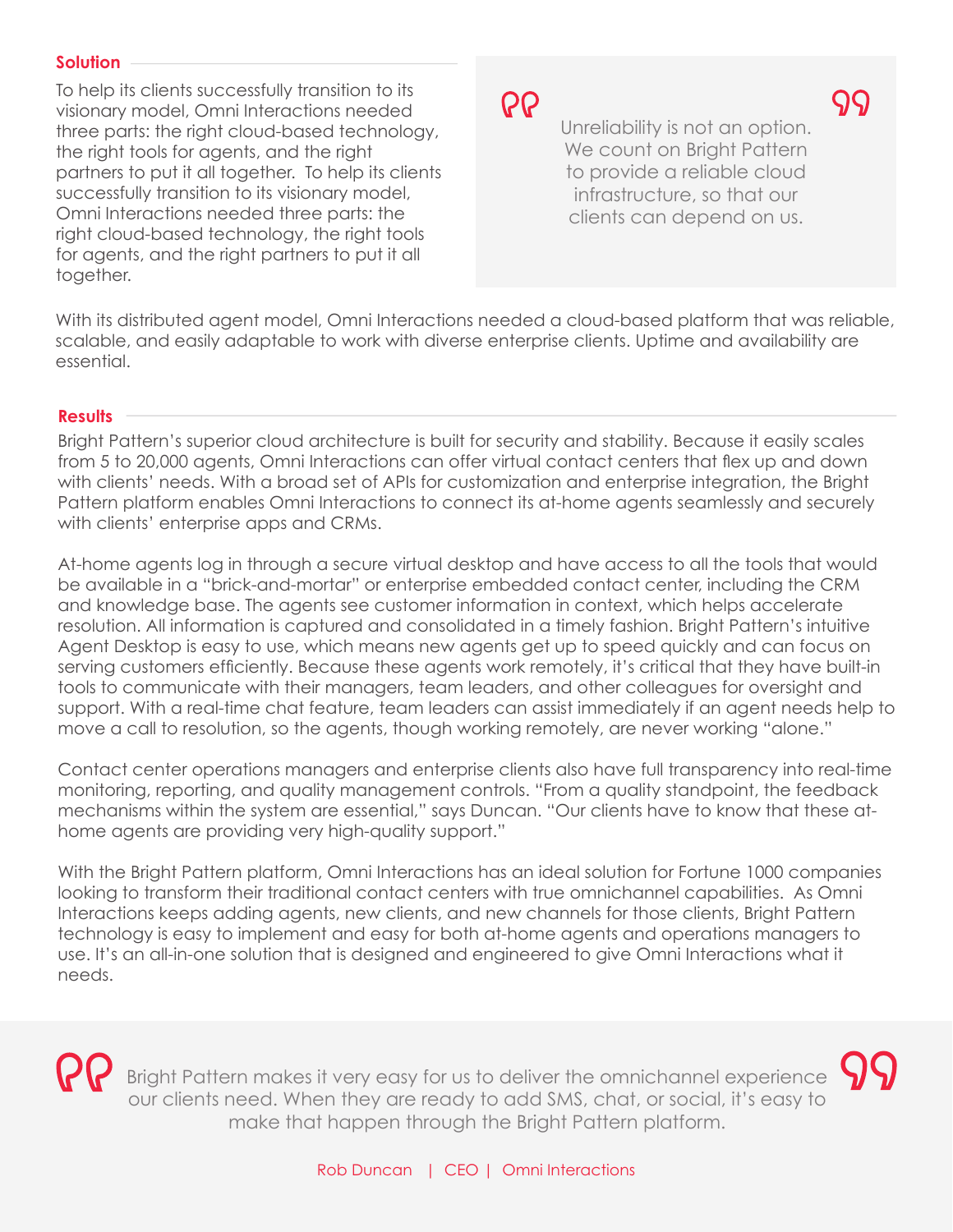## Solution

To help its clients successfully transition to its visionary model, Omni Interactions needed three parts: the right cloud-based technology, the right tools for agents, and the right partners to put it all together. To help its clients successfully transition to its visionary model, Omni Interactions needed three parts: the right cloud-based technology, the right tools for agents, and the right partners to put it all together.

> Unreliability is not an option. We count on Bright Pattern to provide a reliable cloud infrastructure, so that our clients can depend on us.

With its distributed agent model, Omni Interactions needed a cloud-based platform that was reliable, scalable, and easily adaptable to work with diverse enterprise clients. Uptime and availability are essential.

## Results

Bright Pattern's superior cloud architecture is built for security and stability. Because it easily scales from 5 to 20,000 agents, Omni Interactions can offer virtual contact centers that flex up and down with clients' needs. With a broad set of APIs for customization and enterprise integration, the Bright Pattern platform enables Omni Interactions to connect its at-home agents seamlessly and securely with clients' enterprise apps and CRMs.

At-home agents log in through a secure virtual desktop and have access to all the tools that would be available in a "brick-and-mortar" or enterprise embedded contact center, including the CRM and knowledge base. The agents see customer information in context, which helps accelerate resolution. All information is captured and consolidated in a timely fashion. Bright Pattern's intuitive Agent Desktop is easy to use, which means new agents get up to speed quickly and can focus on serving customers efficiently. Because these agents work remotely, it's critical that they have built-in tools to communicate with their managers, team leaders, and other colleagues for oversight and support. With a real-time chat feature, team leaders can assist immediately if an agent needs help to move a call to resolution, so the agents, though working remotely, are never working "alone."

Contact center operations managers and enterprise clients also have full transparency into real-time monitoring, reporting, and quality management controls. "From a quality standpoint, the feedback mechanisms within the system are essential," says Duncan. "Our clients have to know that these at-home agents are providing very high-quality support."

With the Bright Pattern platform, Omni Interactions has an ideal solution for Fortune 1000 companies looking to transform their traditional contact centers with true omnichannel capabilities. As Omni Interactions keeps adding agents, new clients, and new channels for those clients, Bright Pattern technology is easy to implement and easy for both at-home agents and operations managers to use. It's an all-in-one solution that is designed and engineered to give Omni Interactions what it needs.

> Bright Pattern makes it very easy for us to deliver the omnichannel experience our clients need. When they are ready to add SMS, chat, or social, it's easy to make that happen through the Bright Pattern platform.
>
> Rob Duncan | CEO | Omni Interactions